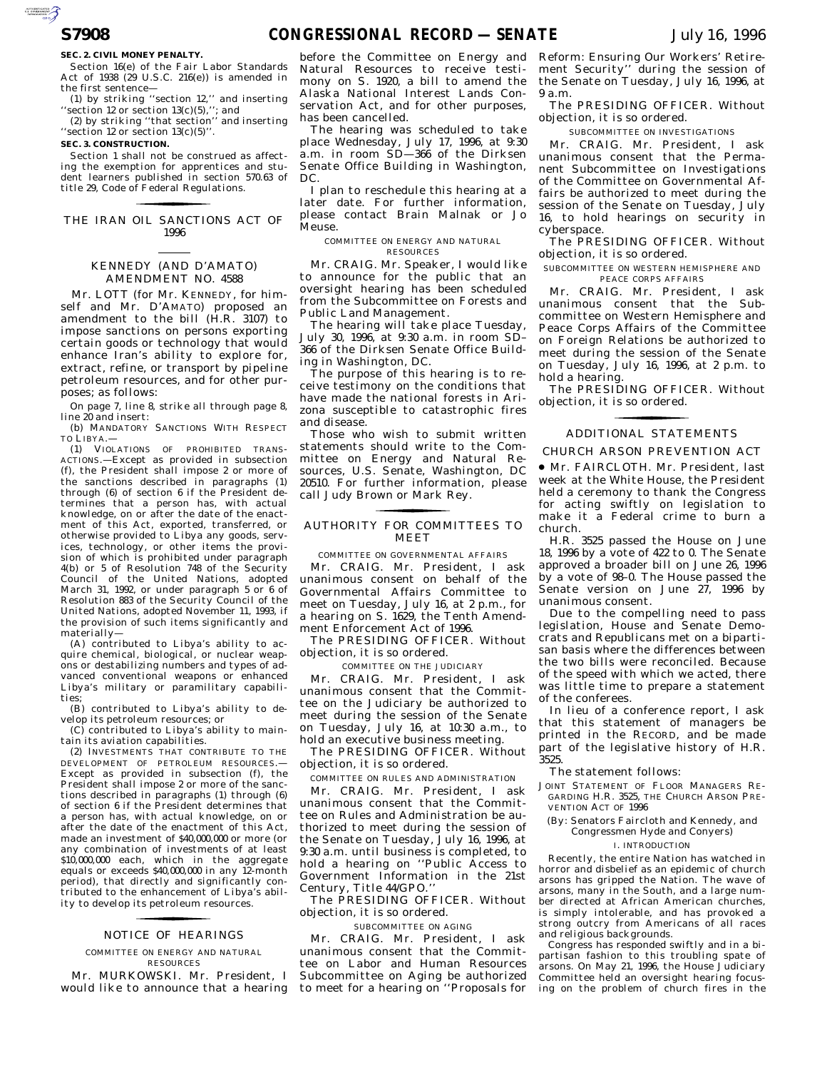**SEC. 2. CIVIL MONEY PENALTY.**

Section 16(e) of the Fair Labor Standards Act of 1938 (29 U.S.C. 216(e)) is amended in the first sentence—

(1) by striking ''section 12,'' and inserting ''section 12 or section 13(c)(5),''; and

(2) by striking ''that section'' and inserting ''section 12 or section 13(c)(5)''.

**SEC. 3. CONSTRUCTION.**

Section 1 shall not be construed as affecting the exemption for apprentices and student learners published in section 570.63 of title 29, Code of Federal Regulations.

## THE IRAN OIL SANCTIONS ACT OF 1996

### KENNEDY (AND D'AMATO) AMENDMENT NO. 4588

Mr. LOTT (for Mr. KENNEDY, for himself and Mr. D'AMATO) proposed an amendment to the bill (H.R. 3107) to impose sanctions on persons exporting certain goods or technology that would enhance Iran's ability to explore for, extract, refine, or transport by pipeline petroleum resources, and for other purposes; as follows:

On page 7, line 8, strike all through page 8, line 20 and insert:

(b) MANDATORY SANCTIONS WITH RESPECT TO LIBYA.—

(1) VIOLATIONS OF PROHIBITED TRANSACTIONS.—Except as provided in subsection (f), the President shall impose 2 or more of the sanctions described in paragraphs (1) through (6) of section 6 if the President determines that a person has, with actual knowledge, on or after the date of the enactment of this Act, exported, transferred, or otherwise provided to Libya any goods, services, technology, or other items the provision of which is prohibited under paragraph 4(b) or 5 of Resolution 748 of the Security Council of the United Nations, adopted March 31, 1992, or under paragraph 5 or 6 of Resolution 883 of the Security Council of the United Nations, adopted November 11, 1993, if the provision of such items significantly and materially—

(A) contributed to Libya's ability to acquire chemical, biological, or nuclear weapons or destabilizing numbers and types of advanced conventional weapons or enhanced Libya's military or paramilitary capabilities;

(B) contributed to Libya's ability to develop its petroleum resources; or

(C) contributed to Libya's ability to maintain its aviation capabilities.

(2) INVESTMENTS THAT CONTRIBUTE TO THE DEVELOPMENT OF PETROLEUM RESOURCES.—Except as provided in subsection (f), the President shall impose 2 or more of the sanctions described in paragraphs (1) through (6) of section 6 if the President determines that a person has, with actual knowledge, on or after the date of the enactment of this Act, made an investment of $40,000,000 or more (or any combination of investments of at least $10,000,000 each, which in the aggregate equals or exceeds $40,000,000 in any 12-month period), that directly and significantly contributed to the enhancement of Libya's ability to develop its petroleum resources.

## NOTICE OF HEARINGS

COMMITTEE ON ENERGY AND NATURAL RESOURCES

Mr. MURKOWSKI. Mr. President, I would like to announce that a hearing before the Committee on Energy and Natural Resources to receive testimony on S. 1920, a bill to amend the Alaska National Interest Lands Conservation Act, and for other purposes, has been cancelled.

The hearing was scheduled to take place Wednesday, July 17, 1996, at 9:30 a.m. in room SD—366 of the Dirksen Senate Office Building in Washington, DC.

I plan to reschedule this hearing at a later date. For further information, please contact Brain Malnak or Jo Meuse.

COMMITTEE ON ENERGY AND NATURAL RESOURCES

Mr. CRAIG. Mr. Speaker, I would like to announce for the public that an oversight hearing has been scheduled from the Subcommittee on Forests and Public Land Management.

The hearing will take place Tuesday, July 30, 1996, at 9:30 a.m. in room SD–366 of the Dirksen Senate Office Building in Washington, DC.

The purpose of this hearing is to receive testimony on the conditions that have made the national forests in Arizona susceptible to catastrophic fires and disease.

Those who wish to submit written statements should write to the Committee on Energy and Natural Resources, U.S. Senate, Washington, DC 20510. For further information, please call Judy Brown or Mark Rey.

## AUTHORITY FOR COMMITTEES TO MEET

COMMITTEE ON GOVERNMENTAL AFFAIRS

Mr. CRAIG. Mr. President, I ask unanimous consent on behalf of the Governmental Affairs Committee to meet on Tuesday, July 16, at 2 p.m., for a hearing on S. 1629, the Tenth Amendment Enforcement Act of 1996.

The PRESIDING OFFICER. Without objection, it is so ordered.

COMMITTEE ON THE JUDICIARY

Mr. CRAIG. Mr. President, I ask unanimous consent that the Committee on the Judiciary be authorized to meet during the session of the Senate on Tuesday, July 16, at 10:30 a.m., to hold an executive business meeting.

The PRESIDING OFFICER. Without objection, it is so ordered.

COMMITTEE ON RULES AND ADMINISTRATION

Mr. CRAIG. Mr. President, I ask unanimous consent that the Committee on Rules and Administration be authorized to meet during the session of the Senate on Tuesday, July 16, 1996, at 9:30 a.m. until business is completed, to hold a hearing on ''Public Access to Government Information in the 21st Century, Title 44/GPO.''

The PRESIDING OFFICER. Without objection, it is so ordered.

SUBCOMMITTEE ON AGING

Mr. CRAIG. Mr. President, I ask unanimous consent that the Committee on Labor and Human Resources Subcommittee on Aging be authorized to meet for a hearing on ''Proposals for Reform: Ensuring Our Workers' Retirement Security'' during the session of the Senate on Tuesday, July 16, 1996, at 9 a.m.

The PRESIDING OFFICER. Without objection, it is so ordered.

SUBCOMMITTEE ON INVESTIGATIONS

Mr. CRAIG. Mr. President, I ask unanimous consent that the Permanent Subcommittee on Investigations of the Committee on Governmental Affairs be authorized to meet during the session of the Senate on Tuesday, July 16, to hold hearings on security in cyberspace.

The PRESIDING OFFICER. Without objection, it is so ordered.

SUBCOMMITTEE ON WESTERN HEMISPHERE AND PEACE CORPS AFFAIRS

Mr. CRAIG. Mr. President, I ask unanimous consent that the Subcommittee on Western Hemisphere and Peace Corps Affairs of the Committee on Foreign Relations be authorized to meet during the session of the Senate on Tuesday, July 16, 1996, at 2 p.m. to hold a hearing.

The PRESIDING OFFICER. Without objection, it is so ordered.

## ADDITIONAL STATEMENTS

### CHURCH ARSON PREVENTION ACT

• Mr. FAIRCLOTH. Mr. President, last week at the White House, the President held a ceremony to thank the Congress for acting swiftly on legislation to make it a Federal crime to burn a church.

H.R. 3525 passed the House on June 18, 1996 by a vote of 422 to 0. The Senate approved a broader bill on June 26, 1996 by a vote of 98–0. The House passed the Senate version on June 27, 1996 by unanimous consent.

Due to the compelling need to pass legislation, House and Senate Democrats and Republicans met on a bipartisan basis where the differences between the two bills were reconciled. Because of the speed with which we acted, there was little time to prepare a statement of the conferees.

In lieu of a conference report, I ask that this statement of managers be printed in the RECORD, and be made part of the legislative history of H.R. 3525.

The statement follows:

JOINT STATEMENT OF FLOOR MANAGERS REGARDING H.R. 3525, THE CHURCH ARSON PREVENTION ACT OF 1996

(By: Senators Faircloth and Kennedy, and Congressmen Hyde and Conyers)

I. INTRODUCTION

Recently, the entire Nation has watched in horror and disbelief as an epidemic of church arsons has gripped the Nation. The wave of arsons, many in the South, and a large number directed at African American churches, is simply intolerable, and has provoked a strong outcry from Americans of all races and religious backgrounds.

Congress has responded swiftly and in a bipartisan fashion to this troubling spate of arsons. On May 21, 1996, the House Judiciary Committee held an oversight hearing focusing on the problem of church fires in the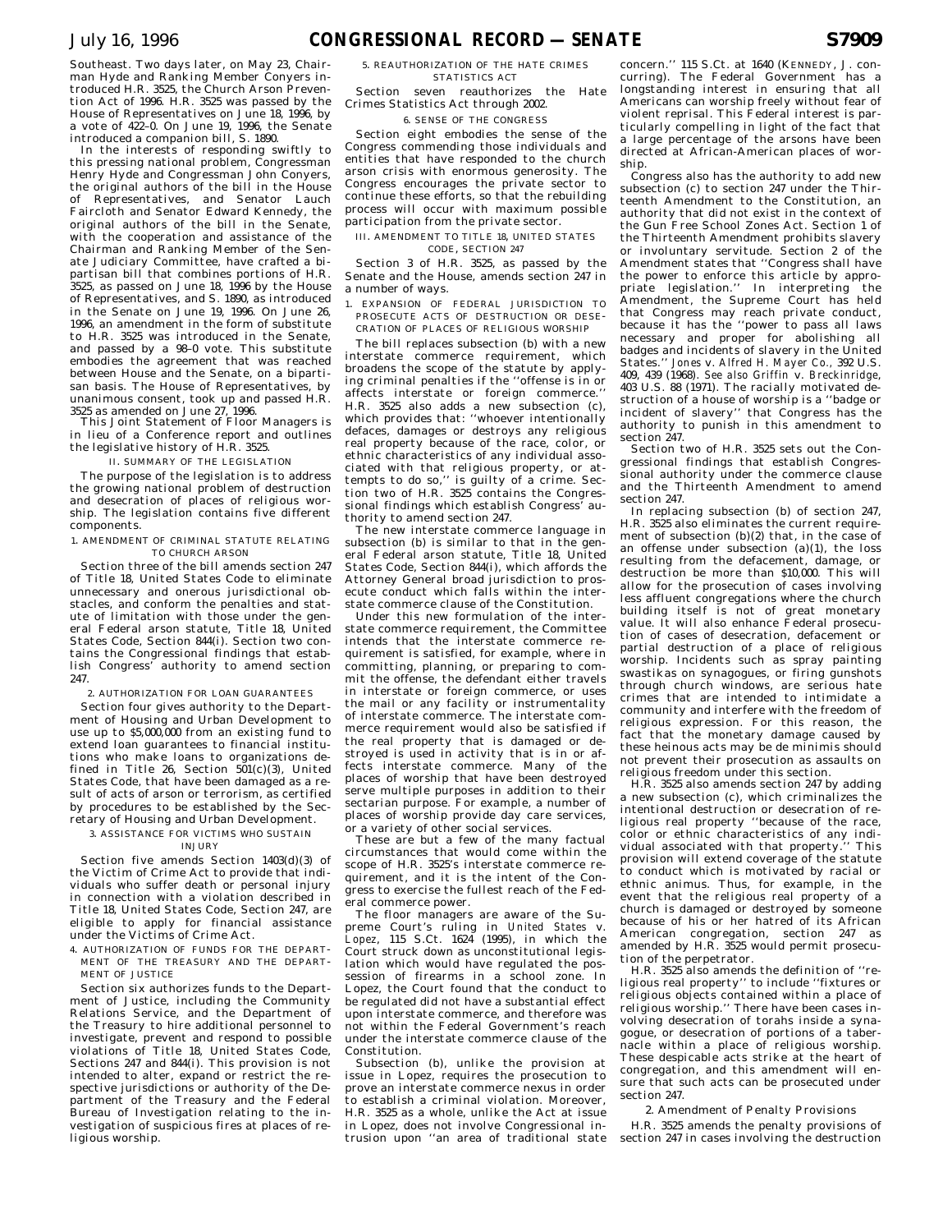Southeast. Two days later, on May 23, Chairman Hyde and Ranking Member Conyers introduced H.R. 3525, the Church Arson Prevention Act of 1996. H.R. 3525 was passed by the House of Representatives on June 18, 1996, by a vote of 422–0. On June 19, 1996, the Senate introduced a companion bill, S. 1890.

In the interests of responding swiftly to this pressing national problem, Congressman Henry Hyde and Congressman John Conyers, the original authors of the bill in the House of Representatives, and Senator Lauch Faircloth and Senator Edward Kennedy, the original authors of the bill in the Senate, with the cooperation and assistance of the Chairman and Ranking Member of the Senate Judiciary Committee, have crafted a bipartisan bill that combines portions of H.R. 3525, as passed on June 18, 1996 by the House of Representatives, and S. 1890, as introduced in the Senate on June 19, 1996. On June 26, 1996, an amendment in the form of substitute to H.R. 3525 was introduced in the Senate, and passed by a 98–0 vote. This substitute embodies the agreement that was reached between House and the Senate, on a bipartisan basis. The House of Representatives, by unanimous consent, took up and passed H.R. 3525 as amended on June 27, 1996.

This Joint Statement of Floor Managers is in lieu of a Conference report and outlines the legislative history of H.R. 3525.

## II. SUMMARY OF THE LEGISLATION

The purpose of the legislation is to address the growing national problem of destruction and desecration of places of religious worship. The legislation contains five different components.

### 1. AMENDMENT OF CRIMINAL STATUTE RELATING TO CHURCH ARSON

Section three of the bill amends section 247 of Title 18, United States Code to eliminate unnecessary and onerous jurisdictional obstacles, and conform the penalties and statute of limitation with those under the general Federal arson statute, Title 18, United States Code, Section 844(i). Section two contains the Congressional findings that establish Congress' authority to amend section 247.

### 2. AUTHORIZATION FOR LOAN GUARANTEES

Section four gives authority to the Department of Housing and Urban Development to use up to $5,000,000 from an existing fund to extend loan guarantees to financial institutions who make loans to organizations defined in Title 26, Section 501(c)(3), United States Code, that have been damaged as a result of acts of arson or terrorism, as certified by procedures to be established by the Secretary of Housing and Urban Development.

### 3. ASSISTANCE FOR VICTIMS WHO SUSTAIN INJURY

Section five amends Section 1403(d)(3) of the Victim of Crime Act to provide that individuals who suffer death or personal injury in connection with a violation described in Title 18, United States Code, Section 247, are eligible to apply for financial assistance under the Victims of Crime Act.

### 4. AUTHORIZATION OF FUNDS FOR THE DEPARTMENT OF THE TREASURY AND THE DEPARTMENT OF JUSTICE

Section six authorizes funds to the Department of Justice, including the Community Relations Service, and the Department of the Treasury to hire additional personnel to investigate, prevent and respond to possible violations of Title 18, United States Code, Sections 247 and 844(i). This provision is not intended to alter, expand or restrict the respective jurisdictions or authority of the Department of the Treasury and the Federal Bureau of Investigation relating to the investigation of suspicious fires at places of religious worship.

### 5. REAUTHORIZATION OF THE HATE CRIMES STATISTICS ACT

Section seven reauthorizes the Hate Crimes Statistics Act through 2002.

### 6. SENSE OF THE CONGRESS

Section eight embodies the sense of the Congress commending those individuals and entities that have responded to the church arson crisis with enormous generosity. The Congress encourages the private sector to continue these efforts, so that the rebuilding process will occur with maximum possible participation from the private sector.

## III. AMENDMENT TO TITLE 18, UNITED STATES CODE, SECTION 247

Section 3 of H.R. 3525, as passed by the Senate and the House, amends section 247 in a number of ways.

### 1. EXPANSION OF FEDERAL JURISDICTION TO PROSECUTE ACTS OF DESTRUCTION OR DESECRATION OF PLACES OF RELIGIOUS WORSHIP

The bill replaces subsection (b) with a new interstate commerce requirement, which broadens the scope of the statute by applying criminal penalties if the ''offense is in or affects interstate or foreign commerce.'' H.R. 3525 also adds a new subsection (c), which provides that: ''whoever intentionally defaces, damages or destroys any religious real property because of the race, color, or ethnic characteristics of any individual associated with that religious property, or attempts to do so,'' is guilty of a crime. Section two of H.R. 3525 contains the Congressional findings which establish Congress' authority to amend section 247.

The new interstate commerce language in subsection (b) is similar to that in the general Federal arson statute, Title 18, United States Code, Section 844(i), which affords the Attorney General broad jurisdiction to prosecute conduct which falls within the interstate commerce clause of the Constitution.

Under this new formulation of the interstate commerce requirement, the Committee intends that the interstate commerce requirement is satisfied, for example, where in committing, planning, or preparing to commit the offense, the defendant either travels in interstate or foreign commerce, or uses the mail or any facility or instrumentality of interstate commerce. The interstate commerce requirement would also be satisfied if the real property that is damaged or destroyed is used in activity that is in or affects interstate commerce. Many of the places of worship that have been destroyed serve multiple purposes in addition to their sectarian purpose. For example, a number of places of worship provide day care services, or a variety of other social services.

These are but a few of the many factual circumstances that would come within the scope of H.R. 3525's interstate commerce requirement, and it is the intent of the Congress to exercise the fullest reach of the Federal commerce power.

The floor managers are aware of the Supreme Court's ruling in *United States* v. *Lopez*, 115 S.Ct. 1624 (1995), in which the Court struck down as unconstitutional legislation which would have regulated the possession of firearms in a school zone. In Lopez, the Court found that the conduct to be regulated did not have a substantial effect upon interstate commerce, and therefore was not within the Federal Government's reach under the interstate commerce clause of the Constitution.

Subsection (b), unlike the provision at issue in Lopez, requires the prosecution to prove an interstate commerce nexus in order to establish a criminal violation. Moreover, H.R. 3525 as a whole, unlike the Act at issue in Lopez, does not involve Congressional intrusion upon ''an area of traditional state concern.'' 115 S.Ct. at 1640 (KENNEDY, J. concurring). The Federal Government has a longstanding interest in ensuring that all Americans can worship freely without fear of violent reprisal. This Federal interest is particularly compelling in light of the fact that a large percentage of the arsons have been directed at African-American places of worship.

Congress also has the authority to add new subsection (c) to section 247 under the Thirteenth Amendment to the Constitution, an authority that did not exist in the context of the Gun Free School Zones Act. Section 1 of the Thirteenth Amendment prohibits slavery or involuntary servitude. Section 2 of the Amendment states that ''Congress shall have the power to enforce this article by appropriate legislation.'' In interpreting the Amendment, the Supreme Court has held that Congress may reach private conduct, because it has the ''power to pass all laws necessary and proper for abolishing all badges and incidents of slavery in the United States.'' *Jones* v. *Alfred H. Mayer Co.*, 392 U.S. 409, 439 (1968). *See also Griffin* v. *Breckinridge*, 403 U.S. 88 (1971). The racially motivated destruction of a house of worship is a ''badge or incident of slavery'' that Congress has the authority to punish in this amendment to section 247.

Section two of H.R. 3525 sets out the Congressional findings that establish Congressional authority under the commerce clause and the Thirteenth Amendment to amend section 247.

In replacing subsection (b) of section 247, H.R. 3525 also eliminates the current requirement of subsection (b)(2) that, in the case of an offense under subsection (a)(1), the loss resulting from the defacement, damage, or destruction be more than $10,000. This will allow for the prosecution of cases involving less affluent congregations where the church building itself is not of great monetary value. It will also enhance Federal prosecution of cases of desecration, defacement or partial destruction of a place of religious worship. Incidents such as spray painting swastikas on synagogues, or firing gunshots through church windows, are serious hate crimes that are intended to intimidate a community and interfere with the freedom of religious expression. For this reason, the fact that the monetary damage caused by these heinous acts may be de minimis should not prevent their prosecution as assaults on religious freedom under this section.

H.R. 3525 also amends section 247 by adding a new subsection (c), which criminalizes the intentional destruction or desecration of religious real property ''because of the race, color or ethnic characteristics of any individual associated with that property.'' This provision will extend coverage of the statute to conduct which is motivated by racial or ethnic animus. Thus, for example, in the event that the religious real property of a church is damaged or destroyed by someone because of his or her hatred of its African American congregation, section 247 as amended by H.R. 3525 would permit prosecution of the perpetrator.

H.R. 3525 also amends the definition of ''religious real property'' to include ''fixtures or religious objects contained within a place of religious worship.'' There have been cases involving desecration of torahs inside a synagogue, or desecration of portions of a tabernacle within a place of religious worship. These despicable acts strike at the heart of congregation, and this amendment will ensure that such acts can be prosecuted under section 247.

### 2. Amendment of Penalty Provisions

H.R. 3525 amends the penalty provisions of section 247 in cases involving the destruction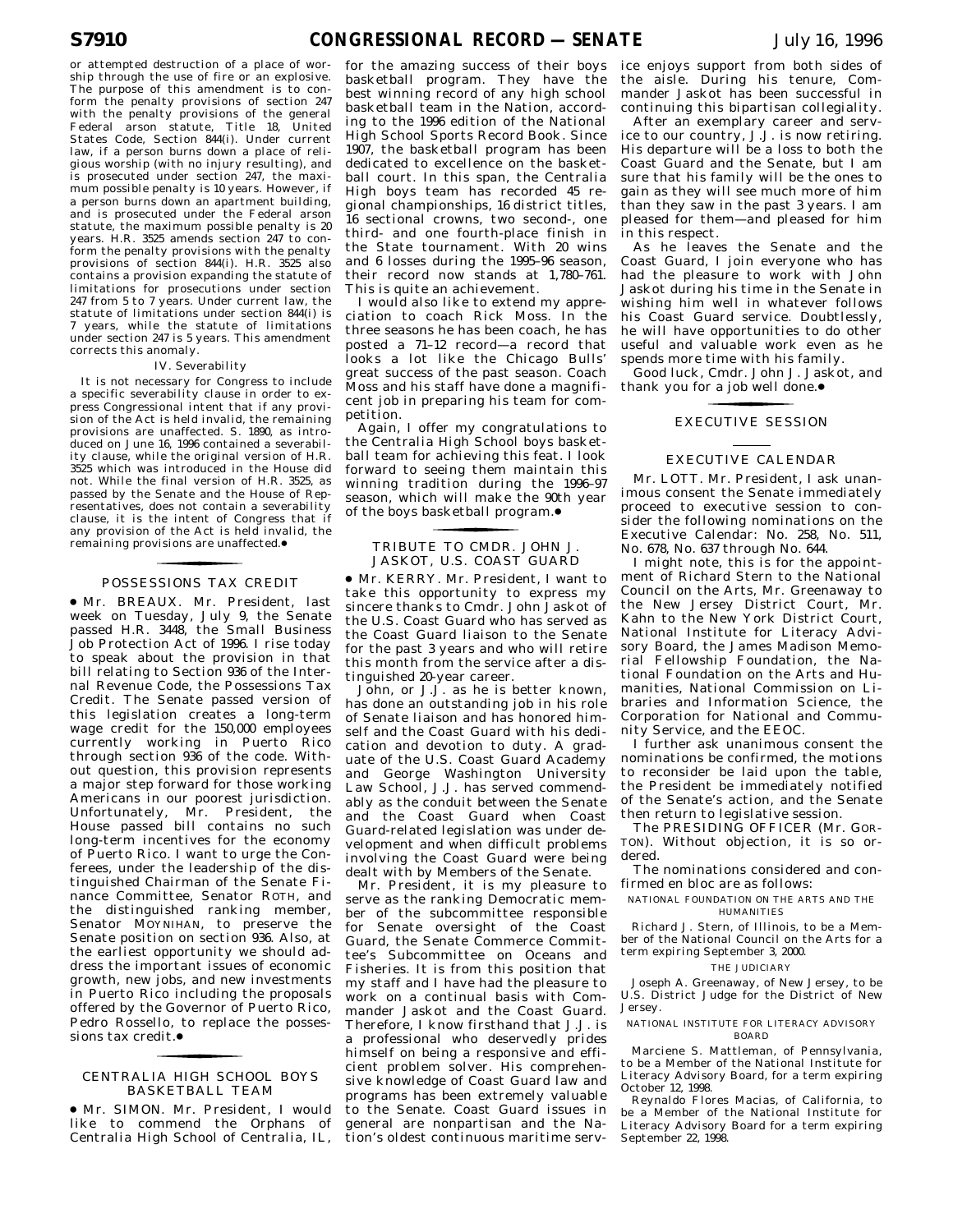or attempted destruction of a place of worship through the use of fire or an explosive. The purpose of this amendment is to conform the penalty provisions of section 247 with the penalty provisions of the general Federal arson statute, Title 18, United States Code, Section 844(i). Under current law, if a person burns down a place of religious worship (with no injury resulting), and is prosecuted under section 247, the maximum possible penalty is 10 years. However, if a person burns down an apartment building, and is prosecuted under the Federal arson statute, the maximum possible penalty is 20 years. H.R. 3525 amends section 247 to conform the penalty provisions with the penalty provisions of section 844(i). H.R. 3525 also contains a provision expanding the statute of limitations for prosecutions under section 247 from 5 to 7 years. Under current law, the statute of limitations under section 844(i) is 7 years, while the statute of limitations under section 247 is 5 years. This amendment corrects this anomaly.

IV. Severability

It is not necessary for Congress to include a specific severability clause in order to express Congressional intent that if any provision of the Act is held invalid, the remaining provisions are unaffected. S. 1890, as introduced on June 16, 1996 contained a severability clause, while the original version of H.R. 3525 which was introduced in the House did not. While the final version of H.R. 3525, as passed by the Senate and the House of Representatives, does not contain a severability clause, it is the intent of Congress that if any provision of the Act is held invalid, the remaining provisions are unaffected.●

## POSSESSIONS TAX CREDIT

● Mr. BREAUX. Mr. President, last week on Tuesday, July 9, the Senate passed H.R. 3448, the Small Business Job Protection Act of 1996. I rise today to speak about the provision in that bill relating to Section 936 of the Internal Revenue Code, the Possessions Tax Credit. The Senate passed version of this legislation creates a long-term wage credit for the 150,000 employees currently working in Puerto Rico through section 936 of the code. Without question, this provision represents a major step forward for those working Americans in our poorest jurisdiction. Unfortunately, Mr. President, the House passed bill contains no such long-term incentives for the economy of Puerto Rico. I want to urge the Conferees, under the leadership of the distinguished Chairman of the Senate Finance Committee, Senator ROTH, and the distinguished ranking member, Senator MOYNIHAN, to preserve the Senate position on section 936. Also, at the earliest opportunity we should address the important issues of economic growth, new jobs, and new investments in Puerto Rico including the proposals offered by the Governor of Puerto Rico, Pedro Rossello, to replace the possessions tax credit.●

## CENTRALIA HIGH SCHOOL BOYS BASKETBALL TEAM

● Mr. SIMON. Mr. President, I would like to commend the Orphans of Centralia High School of Centralia, IL, for the amazing success of their boys basketball program. They have the best winning record of any high school basketball team in the Nation, according to the 1996 edition of the National High School Sports Record Book. Since 1907, the basketball program has been dedicated to excellence on the basketball court. In this span, the Centralia High boys team has recorded 45 regional championships, 16 district titles, 16 sectional crowns, two second-, one third- and one fourth-place finish in the State tournament. With 20 wins and 6 losses during the 1995–96 season, their record now stands at 1,780–761. This is quite an achievement.

I would also like to extend my appreciation to coach Rick Moss. In the three seasons he has been coach, he has posted a 71–12 record—a record that looks a lot like the Chicago Bulls' great success of the past season. Coach Moss and his staff have done a magnificent job in preparing his team for competition.

Again, I offer my congratulations to the Centralia High School boys basketball team for achieving this feat. I look forward to seeing them maintain this winning tradition during the 1996–97 season, which will make the 90th year of the boys basketball program.●

## TRIBUTE TO CMDR. JOHN J. JASKOT, U.S. COAST GUARD

● Mr. KERRY. Mr. President, I want to take this opportunity to express my sincere thanks to Cmdr. John Jaskot of the U.S. Coast Guard who has served as the Coast Guard liaison to the Senate for the past 3 years and who will retire this month from the service after a distinguished 20-year career.

John, or J.J. as he is better known, has done an outstanding job in his role of Senate liaison and has honored himself and the Coast Guard with his dedication and devotion to duty. A graduate of the U.S. Coast Guard Academy and George Washington University Law School, J.J. has served commendably as the conduit between the Senate and the Coast Guard when Coast Guard-related legislation was under development and when difficult problems involving the Coast Guard were being dealt with by Members of the Senate.

Mr. President, it is my pleasure to serve as the ranking Democratic member of the subcommittee responsible for Senate oversight of the Coast Guard, the Senate Commerce Committee's Subcommittee on Oceans and Fisheries. It is from this position that my staff and I have had the pleasure to work on a continual basis with Commander Jaskot and the Coast Guard. Therefore, I know firsthand that J.J. is a professional who deservedly prides himself on being a responsive and efficient problem solver. His comprehensive knowledge of Coast Guard law and programs has been extremely valuable to the Senate. Coast Guard issues in general are nonpartisan and the Nation's oldest continuous maritime service enjoys support from both sides of the aisle. During his tenure, Commander Jaskot has been successful in continuing this bipartisan collegiality.

After an exemplary career and service to our country, J.J. is now retiring. His departure will be a loss to both the Coast Guard and the Senate, but I am sure that his family will be the ones to gain as they will see much more of him than they saw in the past 3 years. I am pleased for them—and pleased for him in this respect.

As he leaves the Senate and the Coast Guard, I join everyone who has had the pleasure to work with John Jaskot during his time in the Senate in wishing him well in whatever follows his Coast Guard service. Doubtlessly, he will have opportunities to do other useful and valuable work even as he spends more time with his family.

Good luck, Cmdr. John J. Jaskot, and thank you for a job well done.●

## EXECUTIVE SESSION

## EXECUTIVE CALENDAR

Mr. LOTT. Mr. President, I ask unanimous consent the Senate immediately proceed to executive session to consider the following nominations on the Executive Calendar: No. 258, No. 511, No. 678, No. 637 through No. 644.

I might note, this is for the appointment of Richard Stern to the National Council on the Arts, Mr. Greenaway to the New Jersey District Court, Mr. Kahn to the New York District Court, National Institute for Literacy Advisory Board, the James Madison Memorial Fellowship Foundation, the National Foundation on the Arts and Humanities, National Commission on Libraries and Information Science, the Corporation for National and Community Service, and the EEOC.

I further ask unanimous consent the nominations be confirmed, the motions to reconsider be laid upon the table, the President be immediately notified of the Senate's action, and the Senate then return to legislative session.

The PRESIDING OFFICER (Mr. GORTON). Without objection, it is so ordered.

The nominations considered and confirmed en bloc are as follows:

NATIONAL FOUNDATION ON THE ARTS AND THE HUMANITIES

Richard J. Stern, of Illinois, to be a Member of the National Council on the Arts for a term expiring September 3, 2000.

THE JUDICIARY

Joseph A. Greenaway, of New Jersey, to be U.S. District Judge for the District of New Jersey.

NATIONAL INSTITUTE FOR LITERACY ADVISORY BOARD

Marciene S. Mattleman, of Pennsylvania, to be a Member of the National Institute for Literacy Advisory Board, for a term expiring October 12, 1998.

Reynaldo Flores Macias, of California, to be a Member of the National Institute for Literacy Advisory Board for a term expiring September 22, 1998.